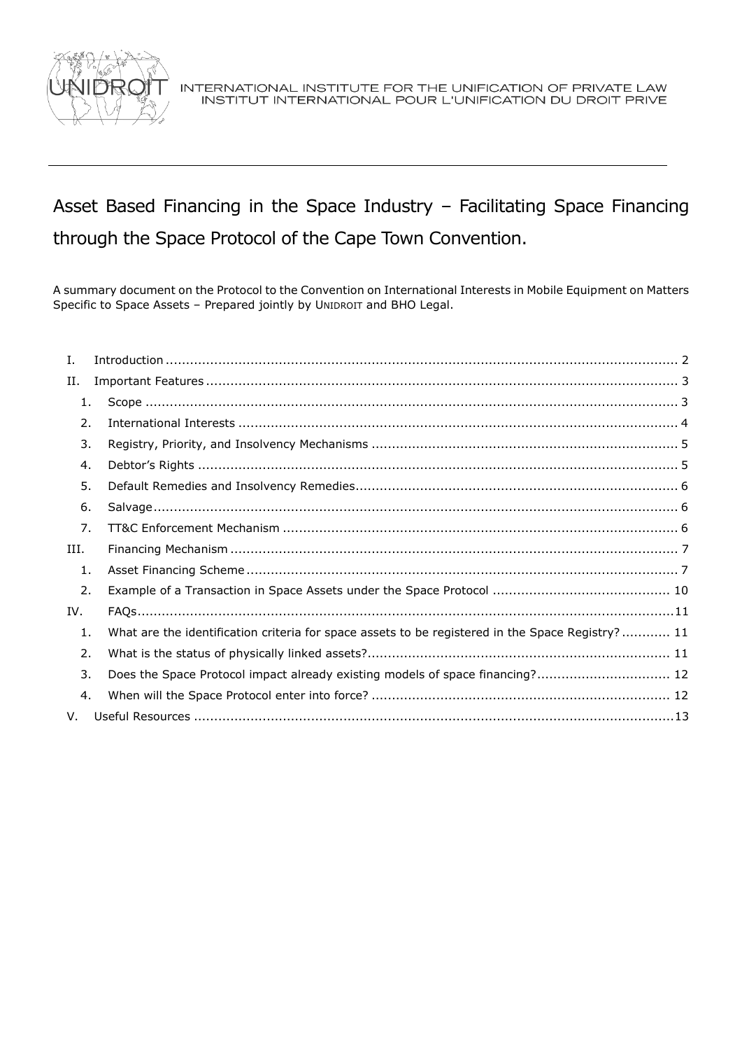INTERNATIONAL INSTITUTE FOR THE UNIFICATION OF PRIVATE LAW
INSTITUT INTERNATIONAL POUR L'UNIFICATION DU DROIT PRIVE

# Asset Based Financing in the Space Industry – Facilitating Space Financing through the Space Protocol of the Cape Town Convention.

A summary document on the Protocol to the Convention on International Interests in Mobile Equipment on Matters Specific to Space Assets – Prepared jointly by UNIDROIT and BHO Legal.

I. Introduction ..... 2
II. Important Features ..... 3
  1. Scope ..... 3
  2. International Interests ..... 4
  3. Registry, Priority, and Insolvency Mechanisms ..... 5
  4. Debtor's Rights ..... 5
  5. Default Remedies and Insolvency Remedies ..... 6
  6. Salvage ..... 6
  7. TT&C Enforcement Mechanism ..... 6
III. Financing Mechanism ..... 7
  1. Asset Financing Scheme ..... 7
  2. Example of a Transaction in Space Assets under the Space Protocol ..... 10
IV. FAQs ..... 11
  1. What are the identification criteria for space assets to be registered in the Space Registry? ..... 11
  2. What is the status of physically linked assets? ..... 11
  3. Does the Space Protocol impact already existing models of space financing? ..... 12
  4. When will the Space Protocol enter into force? ..... 12
V. Useful Resources ..... 13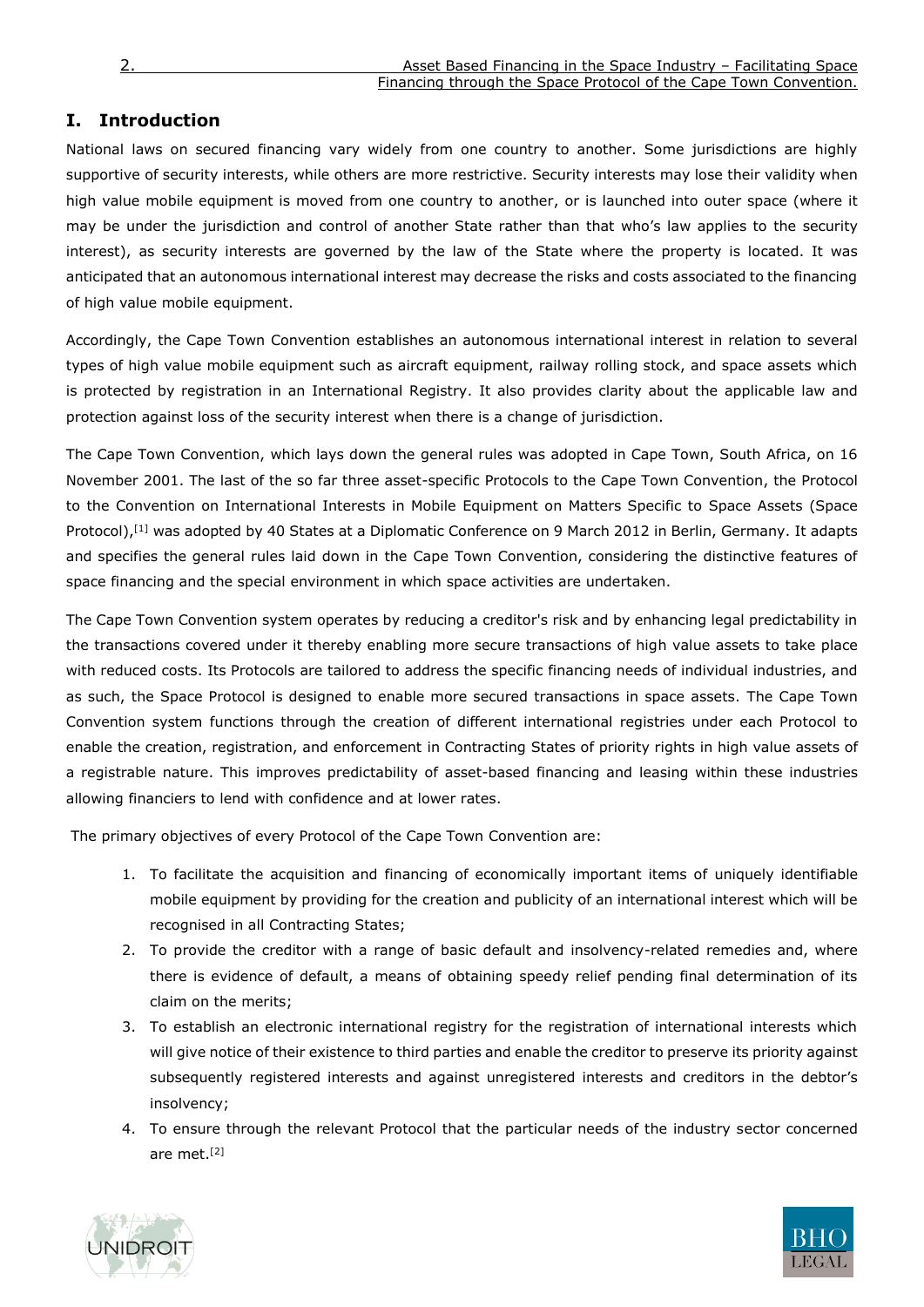## I. Introduction

National laws on secured financing vary widely from one country to another. Some jurisdictions are highly supportive of security interests, while others are more restrictive. Security interests may lose their validity when high value mobile equipment is moved from one country to another, or is launched into outer space (where it may be under the jurisdiction and control of another State rather than that who's law applies to the security interest), as security interests are governed by the law of the State where the property is located. It was anticipated that an autonomous international interest may decrease the risks and costs associated to the financing of high value mobile equipment.

Accordingly, the Cape Town Convention establishes an autonomous international interest in relation to several types of high value mobile equipment such as aircraft equipment, railway rolling stock, and space assets which is protected by registration in an International Registry. It also provides clarity about the applicable law and protection against loss of the security interest when there is a change of jurisdiction.

The Cape Town Convention, which lays down the general rules was adopted in Cape Town, South Africa, on 16 November 2001. The last of the so far three asset-specific Protocols to the Cape Town Convention, the Protocol to the Convention on International Interests in Mobile Equipment on Matters Specific to Space Assets (Space Protocol),[1] was adopted by 40 States at a Diplomatic Conference on 9 March 2012 in Berlin, Germany. It adapts and specifies the general rules laid down in the Cape Town Convention, considering the distinctive features of space financing and the special environment in which space activities are undertaken.

The Cape Town Convention system operates by reducing a creditor's risk and by enhancing legal predictability in the transactions covered under it thereby enabling more secure transactions of high value assets to take place with reduced costs. Its Protocols are tailored to address the specific financing needs of individual industries, and as such, the Space Protocol is designed to enable more secured transactions in space assets. The Cape Town Convention system functions through the creation of different international registries under each Protocol to enable the creation, registration, and enforcement in Contracting States of priority rights in high value assets of a registrable nature. This improves predictability of asset-based financing and leasing within these industries allowing financiers to lend with confidence and at lower rates.

The primary objectives of every Protocol of the Cape Town Convention are:

1. To facilitate the acquisition and financing of economically important items of uniquely identifiable mobile equipment by providing for the creation and publicity of an international interest which will be recognised in all Contracting States;
2. To provide the creditor with a range of basic default and insolvency-related remedies and, where there is evidence of default, a means of obtaining speedy relief pending final determination of its claim on the merits;
3. To establish an electronic international registry for the registration of international interests which will give notice of their existence to third parties and enable the creditor to preserve its priority against subsequently registered interests and against unregistered interests and creditors in the debtor's insolvency;
4. To ensure through the relevant Protocol that the particular needs of the industry sector concerned are met.[2]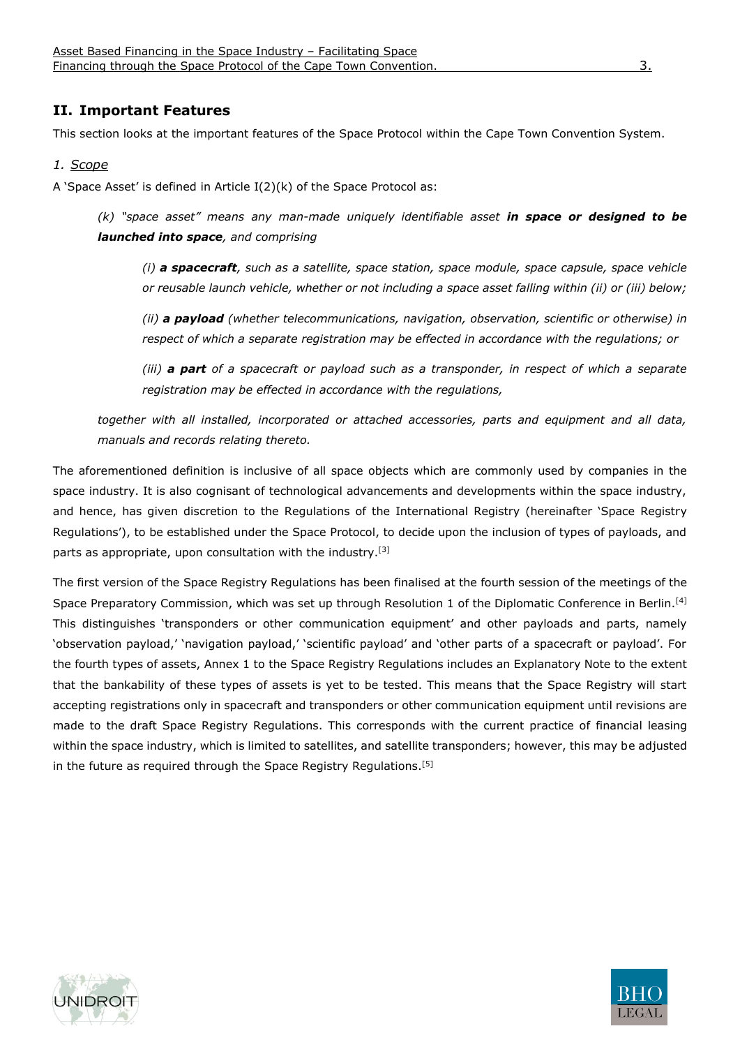## II. Important Features

This section looks at the important features of the Space Protocol within the Cape Town Convention System.

### *1. Scope*

A 'Space Asset' is defined in Article I(2)(k) of the Space Protocol as:

> *(k) "space asset" means any man-made uniquely identifiable asset* ***in space or designed to be launched into space****, and comprising*
>
> > *(i)* ***a spacecraft****, such as a satellite, space station, space module, space capsule, space vehicle or reusable launch vehicle, whether or not including a space asset falling within (ii) or (iii) below;*
> >
> > *(ii)* ***a payload*** *(whether telecommunications, navigation, observation, scientific or otherwise) in respect of which a separate registration may be effected in accordance with the regulations; or*
> >
> > *(iii)* ***a part*** *of a spacecraft or payload such as a transponder, in respect of which a separate registration may be effected in accordance with the regulations,*
>
> *together with all installed, incorporated or attached accessories, parts and equipment and all data, manuals and records relating thereto.*

The aforementioned definition is inclusive of all space objects which are commonly used by companies in the space industry. It is also cognisant of technological advancements and developments within the space industry, and hence, has given discretion to the Regulations of the International Registry (hereinafter 'Space Registry Regulations'), to be established under the Space Protocol, to decide upon the inclusion of types of payloads, and parts as appropriate, upon consultation with the industry.[3]

The first version of the Space Registry Regulations has been finalised at the fourth session of the meetings of the Space Preparatory Commission, which was set up through Resolution 1 of the Diplomatic Conference in Berlin.[4] This distinguishes 'transponders or other communication equipment' and other payloads and parts, namely 'observation payload,' 'navigation payload,' 'scientific payload' and 'other parts of a spacecraft or payload'. For the fourth types of assets, Annex 1 to the Space Registry Regulations includes an Explanatory Note to the extent that the bankability of these types of assets is yet to be tested. This means that the Space Registry will start accepting registrations only in spacecraft and transponders or other communication equipment until revisions are made to the draft Space Registry Regulations. This corresponds with the current practice of financial leasing within the space industry, which is limited to satellites, and satellite transponders; however, this may be adjusted in the future as required through the Space Registry Regulations.[5]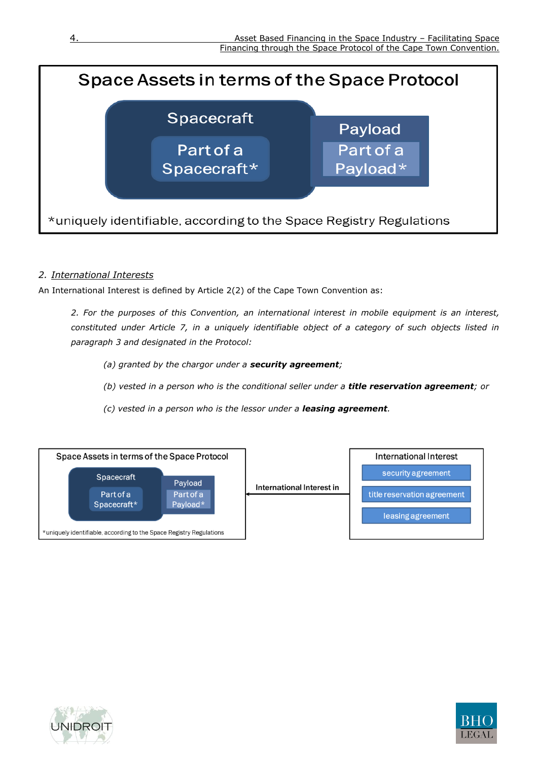**Space Assets in terms of the Space Protocol**

- Spacecraft
  - Part of a Spacecraft*
- Payload
  - Part of a Payload*

*uniquely identifiable, according to the Space Registry Regulations

## 2. *International Interests*

An International Interest is defined by Article 2(2) of the Cape Town Convention as:

> *2. For the purposes of this Convention, an international interest in mobile equipment is an interest, constituted under Article 7, in a uniquely identifiable object of a category of such objects listed in paragraph 3 and designated in the Protocol:*
>
> *(a) granted by the chargor under a* ***security agreement****;*
>
> *(b) vested in a person who is the conditional seller under a* ***title reservation agreement****; or*
>
> *(c) vested in a person who is the lessor under a* ***leasing agreement****.*

**Space Assets in terms of the Space Protocol**

- Spacecraft
  - Part of a Spacecraft*
- Payload
  - Part of a Payload*

*uniquely identifiable, according to the Space Registry Regulations

← International Interest in

**International Interest**

- security agreement
- title reservation agreement
- leasing agreement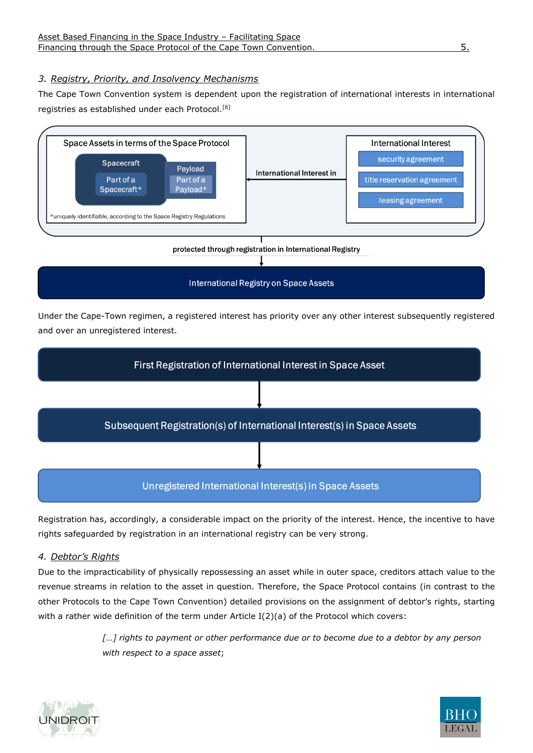## 3. *Registry, Priority, and Insolvency Mechanisms*

The Cape Town Convention system is dependent upon the registration of international interests in international registries as established under each Protocol.[6]

Space Assets in terms of the Space Protocol

- Spacecraft
  - Part of a Spacecraft*
- Payload
  - Part of a Payload*

*uniquely identifiable, according to the Space Registry Regulations

International Interest in

International Interest

- security agreement
- title reservation agreement
- leasing agreement

protected through registration in International Registry

International Registry on Space Assets

Under the Cape-Town regimen, a registered interest has priority over any other interest subsequently registered and over an unregistered interest.

First Registration of International Interest in Space Asset

↓

Subsequent Registration(s) of International Interest(s) in Space Assets

↓

Unregistered International Interest(s) in Space Assets

Registration has, accordingly, a considerable impact on the priority of the interest. Hence, the incentive to have rights safeguarded by registration in an international registry can be very strong.

## 4. *Debtor's Rights*

Due to the impracticability of physically repossessing an asset while in outer space, creditors attach value to the revenue streams in relation to the asset in question. Therefore, the Space Protocol contains (in contrast to the other Protocols to the Cape Town Convention) detailed provisions on the assignment of debtor's rights, starting with a rather wide definition of the term under Article I(2)(a) of the Protocol which covers:

> *[…] rights to payment or other performance due or to become due to a debtor by any person with respect to a space asset;*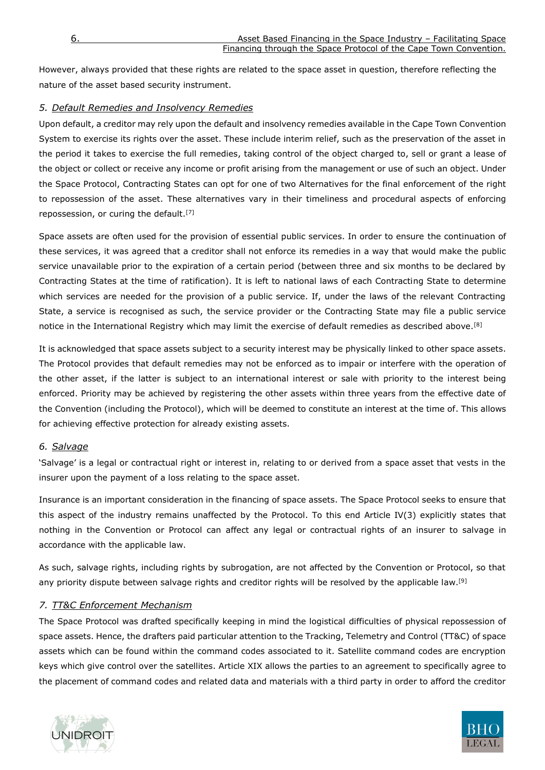However, always provided that these rights are related to the space asset in question, therefore reflecting the nature of the asset based security instrument.

### *5. Default Remedies and Insolvency Remedies*

Upon default, a creditor may rely upon the default and insolvency remedies available in the Cape Town Convention System to exercise its rights over the asset. These include interim relief, such as the preservation of the asset in the period it takes to exercise the full remedies, taking control of the object charged to, sell or grant a lease of the object or collect or receive any income or profit arising from the management or use of such an object. Under the Space Protocol, Contracting States can opt for one of two Alternatives for the final enforcement of the right to repossession of the asset. These alternatives vary in their timeliness and procedural aspects of enforcing repossession, or curing the default.[7]

Space assets are often used for the provision of essential public services. In order to ensure the continuation of these services, it was agreed that a creditor shall not enforce its remedies in a way that would make the public service unavailable prior to the expiration of a certain period (between three and six months to be declared by Contracting States at the time of ratification). It is left to national laws of each Contracting State to determine which services are needed for the provision of a public service. If, under the laws of the relevant Contracting State, a service is recognised as such, the service provider or the Contracting State may file a public service notice in the International Registry which may limit the exercise of default remedies as described above.[8]

It is acknowledged that space assets subject to a security interest may be physically linked to other space assets. The Protocol provides that default remedies may not be enforced as to impair or interfere with the operation of the other asset, if the latter is subject to an international interest or sale with priority to the interest being enforced. Priority may be achieved by registering the other assets within three years from the effective date of the Convention (including the Protocol), which will be deemed to constitute an interest at the time of. This allows for achieving effective protection for already existing assets.

### *6. Salvage*

'Salvage' is a legal or contractual right or interest in, relating to or derived from a space asset that vests in the insurer upon the payment of a loss relating to the space asset.

Insurance is an important consideration in the financing of space assets. The Space Protocol seeks to ensure that this aspect of the industry remains unaffected by the Protocol. To this end Article IV(3) explicitly states that nothing in the Convention or Protocol can affect any legal or contractual rights of an insurer to salvage in accordance with the applicable law.

As such, salvage rights, including rights by subrogation, are not affected by the Convention or Protocol, so that any priority dispute between salvage rights and creditor rights will be resolved by the applicable law.[9]

### *7. TT&C Enforcement Mechanism*

The Space Protocol was drafted specifically keeping in mind the logistical difficulties of physical repossession of space assets. Hence, the drafters paid particular attention to the Tracking, Telemetry and Control (TT&C) of space assets which can be found within the command codes associated to it. Satellite command codes are encryption keys which give control over the satellites. Article XIX allows the parties to an agreement to specifically agree to the placement of command codes and related data and materials with a third party in order to afford the creditor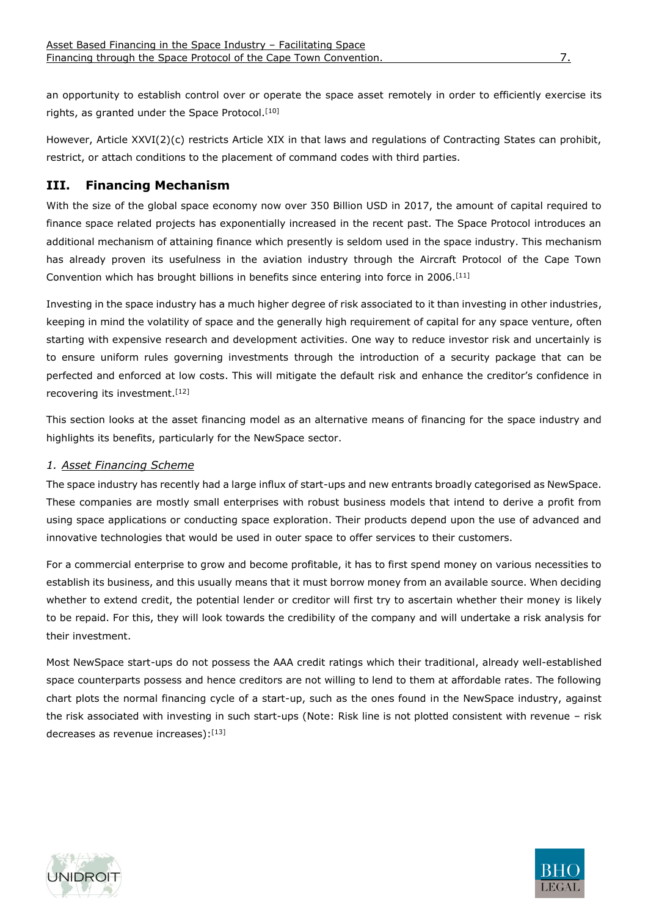an opportunity to establish control over or operate the space asset remotely in order to efficiently exercise its rights, as granted under the Space Protocol.[10]

However, Article XXVI(2)(c) restricts Article XIX in that laws and regulations of Contracting States can prohibit, restrict, or attach conditions to the placement of command codes with third parties.

## III. Financing Mechanism

With the size of the global space economy now over 350 Billion USD in 2017, the amount of capital required to finance space related projects has exponentially increased in the recent past. The Space Protocol introduces an additional mechanism of attaining finance which presently is seldom used in the space industry. This mechanism has already proven its usefulness in the aviation industry through the Aircraft Protocol of the Cape Town Convention which has brought billions in benefits since entering into force in 2006.[11]

Investing in the space industry has a much higher degree of risk associated to it than investing in other industries, keeping in mind the volatility of space and the generally high requirement of capital for any space venture, often starting with expensive research and development activities. One way to reduce investor risk and uncertainly is to ensure uniform rules governing investments through the introduction of a security package that can be perfected and enforced at low costs. This will mitigate the default risk and enhance the creditor's confidence in recovering its investment.[12]

This section looks at the asset financing model as an alternative means of financing for the space industry and highlights its benefits, particularly for the NewSpace sector.

### *1. Asset Financing Scheme*

The space industry has recently had a large influx of start-ups and new entrants broadly categorised as NewSpace. These companies are mostly small enterprises with robust business models that intend to derive a profit from using space applications or conducting space exploration. Their products depend upon the use of advanced and innovative technologies that would be used in outer space to offer services to their customers.

For a commercial enterprise to grow and become profitable, it has to first spend money on various necessities to establish its business, and this usually means that it must borrow money from an available source. When deciding whether to extend credit, the potential lender or creditor will first try to ascertain whether their money is likely to be repaid. For this, they will look towards the credibility of the company and will undertake a risk analysis for their investment.

Most NewSpace start-ups do not possess the AAA credit ratings which their traditional, already well-established space counterparts possess and hence creditors are not willing to lend to them at affordable rates. The following chart plots the normal financing cycle of a start-up, such as the ones found in the NewSpace industry, against the risk associated with investing in such start-ups (Note: Risk line is not plotted consistent with revenue – risk decreases as revenue increases):[13]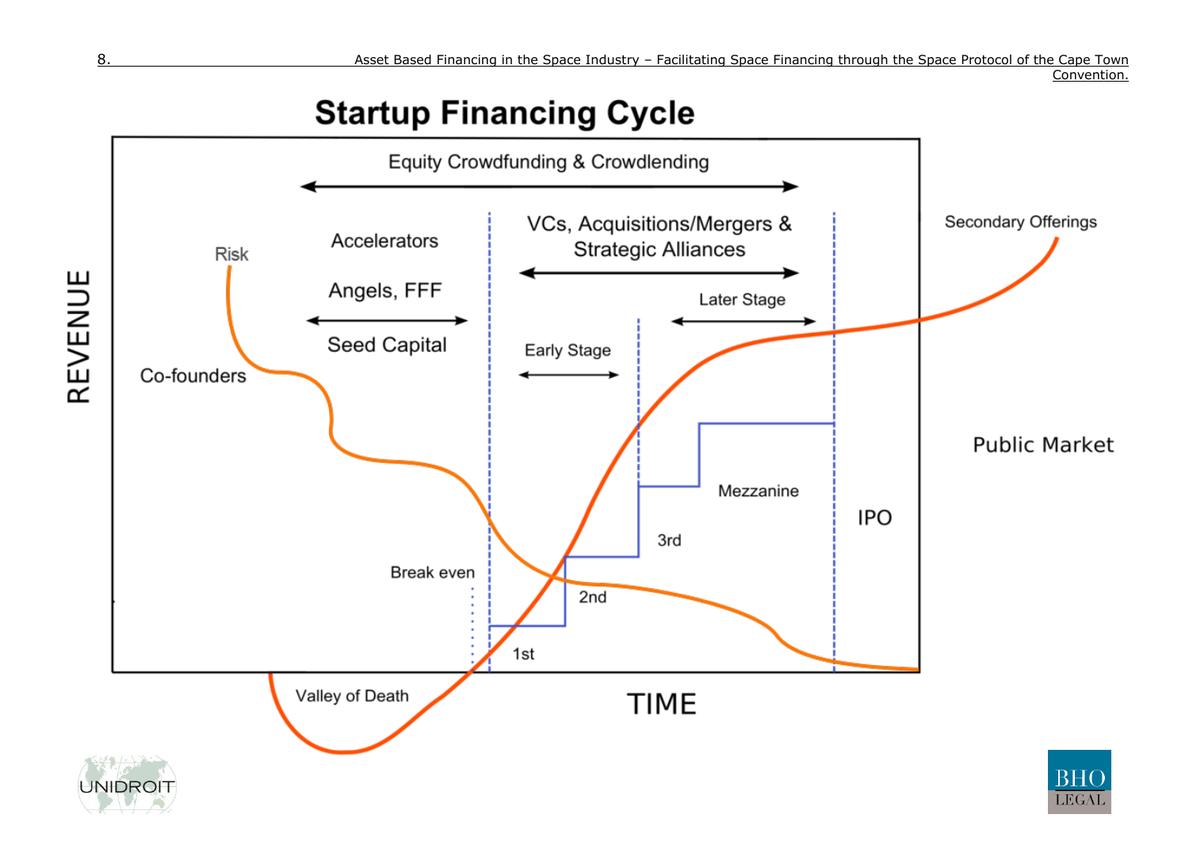## Startup Financing Cycle

Equity Crowdfunding & Crowdlending

Risk

Accelerators

Angels, FFF

Seed Capital

Co-founders

VCs, Acquisitions/Mergers & Strategic Alliances

Early Stage

Later Stage

Secondary Offerings

Public Market

Mezzanine

IPO

3rd

2nd

1st

Break even

Valley of Death

REVENUE

TIME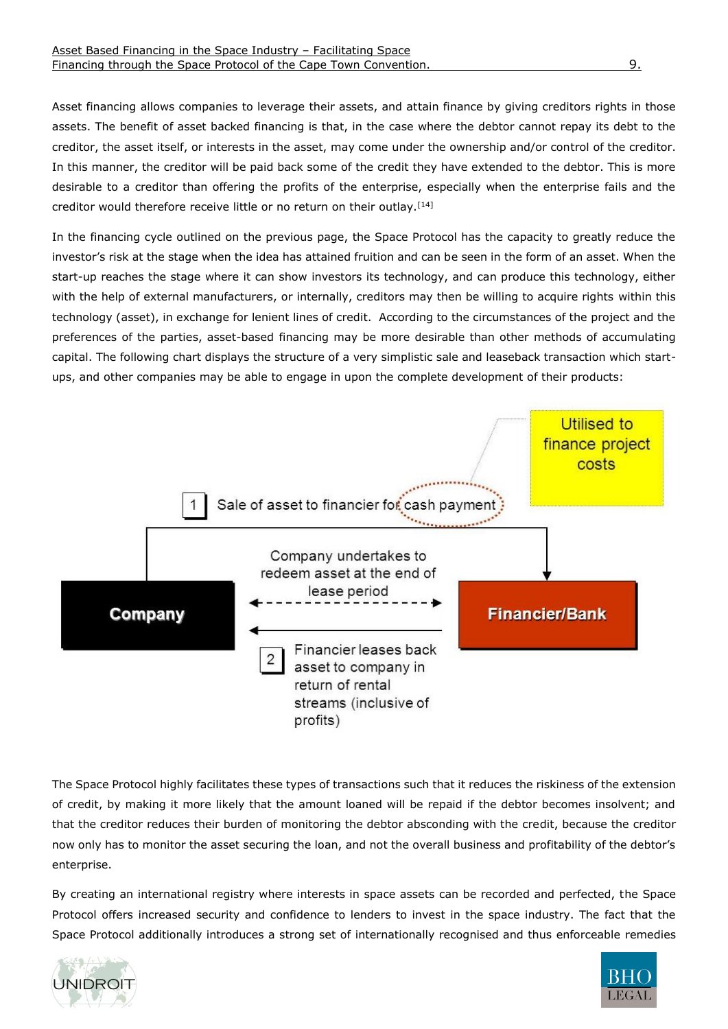Asset financing allows companies to leverage their assets, and attain finance by giving creditors rights in those assets. The benefit of asset backed financing is that, in the case where the debtor cannot repay its debt to the creditor, the asset itself, or interests in the asset, may come under the ownership and/or control of the creditor. In this manner, the creditor will be paid back some of the credit they have extended to the debtor. This is more desirable to a creditor than offering the profits of the enterprise, especially when the enterprise fails and the creditor would therefore receive little or no return on their outlay.[14]

In the financing cycle outlined on the previous page, the Space Protocol has the capacity to greatly reduce the investor's risk at the stage when the idea has attained fruition and can be seen in the form of an asset. When the start-up reaches the stage where it can show investors its technology, and can produce this technology, either with the help of external manufacturers, or internally, creditors may then be willing to acquire rights within this technology (asset), in exchange for lenient lines of credit. According to the circumstances of the project and the preferences of the parties, asset-based financing may be more desirable than other methods of accumulating capital. The following chart displays the structure of a very simplistic sale and leaseback transaction which start-ups, and other companies may be able to engage in upon the complete development of their products:

Utilised to finance project costs

1 Sale of asset to financier for cash payment

Company

Company undertakes to redeem asset at the end of lease period

Financier/Bank

2 Financier leases back asset to company in return of rental streams (inclusive of profits)

The Space Protocol highly facilitates these types of transactions such that it reduces the riskiness of the extension of credit, by making it more likely that the amount loaned will be repaid if the debtor becomes insolvent; and that the creditor reduces their burden of monitoring the debtor absconding with the credit, because the creditor now only has to monitor the asset securing the loan, and not the overall business and profitability of the debtor's enterprise.

By creating an international registry where interests in space assets can be recorded and perfected, the Space Protocol offers increased security and confidence to lenders to invest in the space industry. The fact that the Space Protocol additionally introduces a strong set of internationally recognised and thus enforceable remedies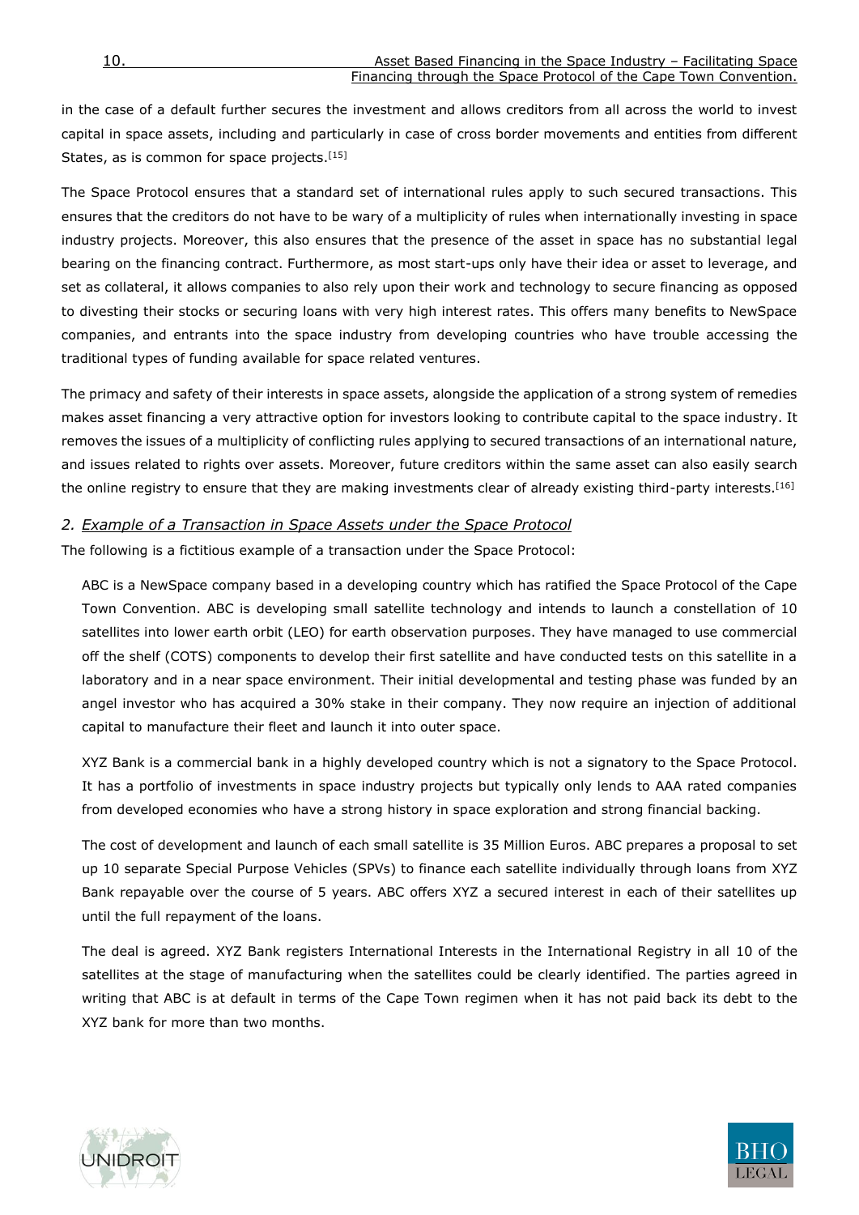in the case of a default further secures the investment and allows creditors from all across the world to invest capital in space assets, including and particularly in case of cross border movements and entities from different States, as is common for space projects.[15]

The Space Protocol ensures that a standard set of international rules apply to such secured transactions. This ensures that the creditors do not have to be wary of a multiplicity of rules when internationally investing in space industry projects. Moreover, this also ensures that the presence of the asset in space has no substantial legal bearing on the financing contract. Furthermore, as most start-ups only have their idea or asset to leverage, and set as collateral, it allows companies to also rely upon their work and technology to secure financing as opposed to divesting their stocks or securing loans with very high interest rates. This offers many benefits to NewSpace companies, and entrants into the space industry from developing countries who have trouble accessing the traditional types of funding available for space related ventures.

The primacy and safety of their interests in space assets, alongside the application of a strong system of remedies makes asset financing a very attractive option for investors looking to contribute capital to the space industry. It removes the issues of a multiplicity of conflicting rules applying to secured transactions of an international nature, and issues related to rights over assets. Moreover, future creditors within the same asset can also easily search the online registry to ensure that they are making investments clear of already existing third-party interests.[16]

### 2. *Example of a Transaction in Space Assets under the Space Protocol*

The following is a fictitious example of a transaction under the Space Protocol:

> ABC is a NewSpace company based in a developing country which has ratified the Space Protocol of the Cape Town Convention. ABC is developing small satellite technology and intends to launch a constellation of 10 satellites into lower earth orbit (LEO) for earth observation purposes. They have managed to use commercial off the shelf (COTS) components to develop their first satellite and have conducted tests on this satellite in a laboratory and in a near space environment. Their initial developmental and testing phase was funded by an angel investor who has acquired a 30% stake in their company. They now require an injection of additional capital to manufacture their fleet and launch it into outer space.
>
> XYZ Bank is a commercial bank in a highly developed country which is not a signatory to the Space Protocol. It has a portfolio of investments in space industry projects but typically only lends to AAA rated companies from developed economies who have a strong history in space exploration and strong financial backing.
>
> The cost of development and launch of each small satellite is 35 Million Euros. ABC prepares a proposal to set up 10 separate Special Purpose Vehicles (SPVs) to finance each satellite individually through loans from XYZ Bank repayable over the course of 5 years. ABC offers XYZ a secured interest in each of their satellites up until the full repayment of the loans.
>
> The deal is agreed. XYZ Bank registers International Interests in the International Registry in all 10 of the satellites at the stage of manufacturing when the satellites could be clearly identified. The parties agreed in writing that ABC is at default in terms of the Cape Town regimen when it has not paid back its debt to the XYZ bank for more than two months.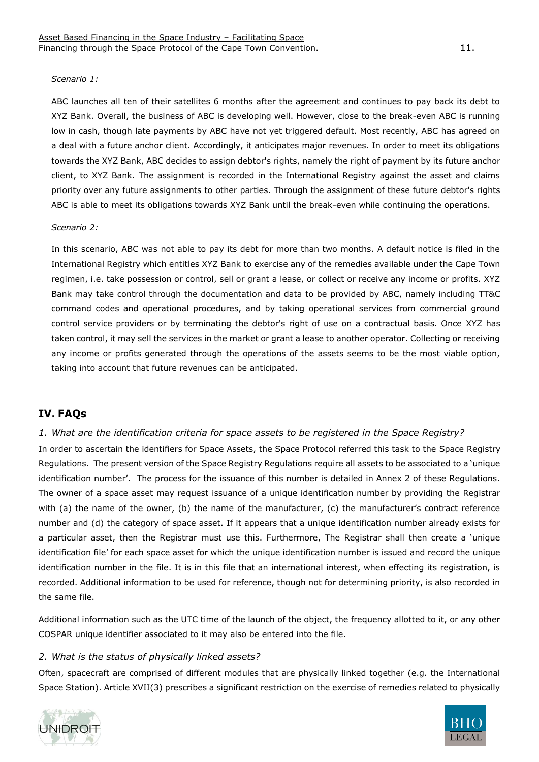*Scenario 1:*

ABC launches all ten of their satellites 6 months after the agreement and continues to pay back its debt to XYZ Bank. Overall, the business of ABC is developing well. However, close to the break-even ABC is running low in cash, though late payments by ABC have not yet triggered default. Most recently, ABC has agreed on a deal with a future anchor client. Accordingly, it anticipates major revenues. In order to meet its obligations towards the XYZ Bank, ABC decides to assign debtor's rights, namely the right of payment by its future anchor client, to XYZ Bank. The assignment is recorded in the International Registry against the asset and claims priority over any future assignments to other parties. Through the assignment of these future debtor's rights ABC is able to meet its obligations towards XYZ Bank until the break-even while continuing the operations.

*Scenario 2:*

In this scenario, ABC was not able to pay its debt for more than two months. A default notice is filed in the International Registry which entitles XYZ Bank to exercise any of the remedies available under the Cape Town regimen, i.e. take possession or control, sell or grant a lease, or collect or receive any income or profits. XYZ Bank may take control through the documentation and data to be provided by ABC, namely including TT&C command codes and operational procedures, and by taking operational services from commercial ground control service providers or by terminating the debtor's right of use on a contractual basis. Once XYZ has taken control, it may sell the services in the market or grant a lease to another operator. Collecting or receiving any income or profits generated through the operations of the assets seems to be the most viable option, taking into account that future revenues can be anticipated.

## IV. FAQs

### *1. What are the identification criteria for space assets to be registered in the Space Registry?*

In order to ascertain the identifiers for Space Assets, the Space Protocol referred this task to the Space Registry Regulations. The present version of the Space Registry Regulations require all assets to be associated to a 'unique identification number'. The process for the issuance of this number is detailed in Annex 2 of these Regulations. The owner of a space asset may request issuance of a unique identification number by providing the Registrar with (a) the name of the owner, (b) the name of the manufacturer, (c) the manufacturer's contract reference number and (d) the category of space asset. If it appears that a unique identification number already exists for a particular asset, then the Registrar must use this. Furthermore, The Registrar shall then create a 'unique identification file' for each space asset for which the unique identification number is issued and record the unique identification number in the file. It is in this file that an international interest, when effecting its registration, is recorded. Additional information to be used for reference, though not for determining priority, is also recorded in the same file.

Additional information such as the UTC time of the launch of the object, the frequency allotted to it, or any other COSPAR unique identifier associated to it may also be entered into the file.

### *2. What is the status of physically linked assets?*

Often, spacecraft are comprised of different modules that are physically linked together (e.g. the International Space Station). Article XVII(3) prescribes a significant restriction on the exercise of remedies related to physically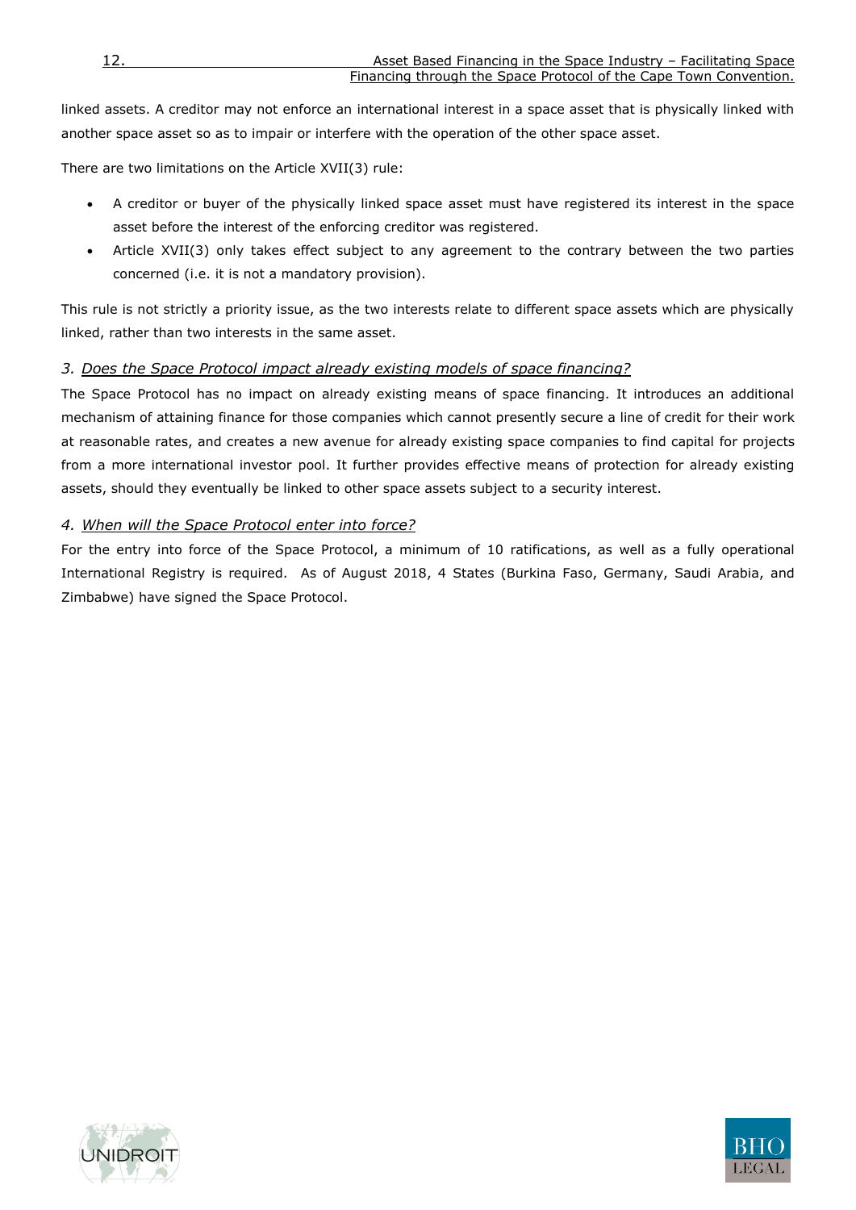linked assets. A creditor may not enforce an international interest in a space asset that is physically linked with another space asset so as to impair or interfere with the operation of the other space asset.

There are two limitations on the Article XVII(3) rule:

- A creditor or buyer of the physically linked space asset must have registered its interest in the space asset before the interest of the enforcing creditor was registered.
- Article XVII(3) only takes effect subject to any agreement to the contrary between the two parties concerned (i.e. it is not a mandatory provision).

This rule is not strictly a priority issue, as the two interests relate to different space assets which are physically linked, rather than two interests in the same asset.

### *3. Does the Space Protocol impact already existing models of space financing?*

The Space Protocol has no impact on already existing means of space financing. It introduces an additional mechanism of attaining finance for those companies which cannot presently secure a line of credit for their work at reasonable rates, and creates a new avenue for already existing space companies to find capital for projects from a more international investor pool. It further provides effective means of protection for already existing assets, should they eventually be linked to other space assets subject to a security interest.

### *4. When will the Space Protocol enter into force?*

For the entry into force of the Space Protocol, a minimum of 10 ratifications, as well as a fully operational International Registry is required. As of August 2018, 4 States (Burkina Faso, Germany, Saudi Arabia, and Zimbabwe) have signed the Space Protocol.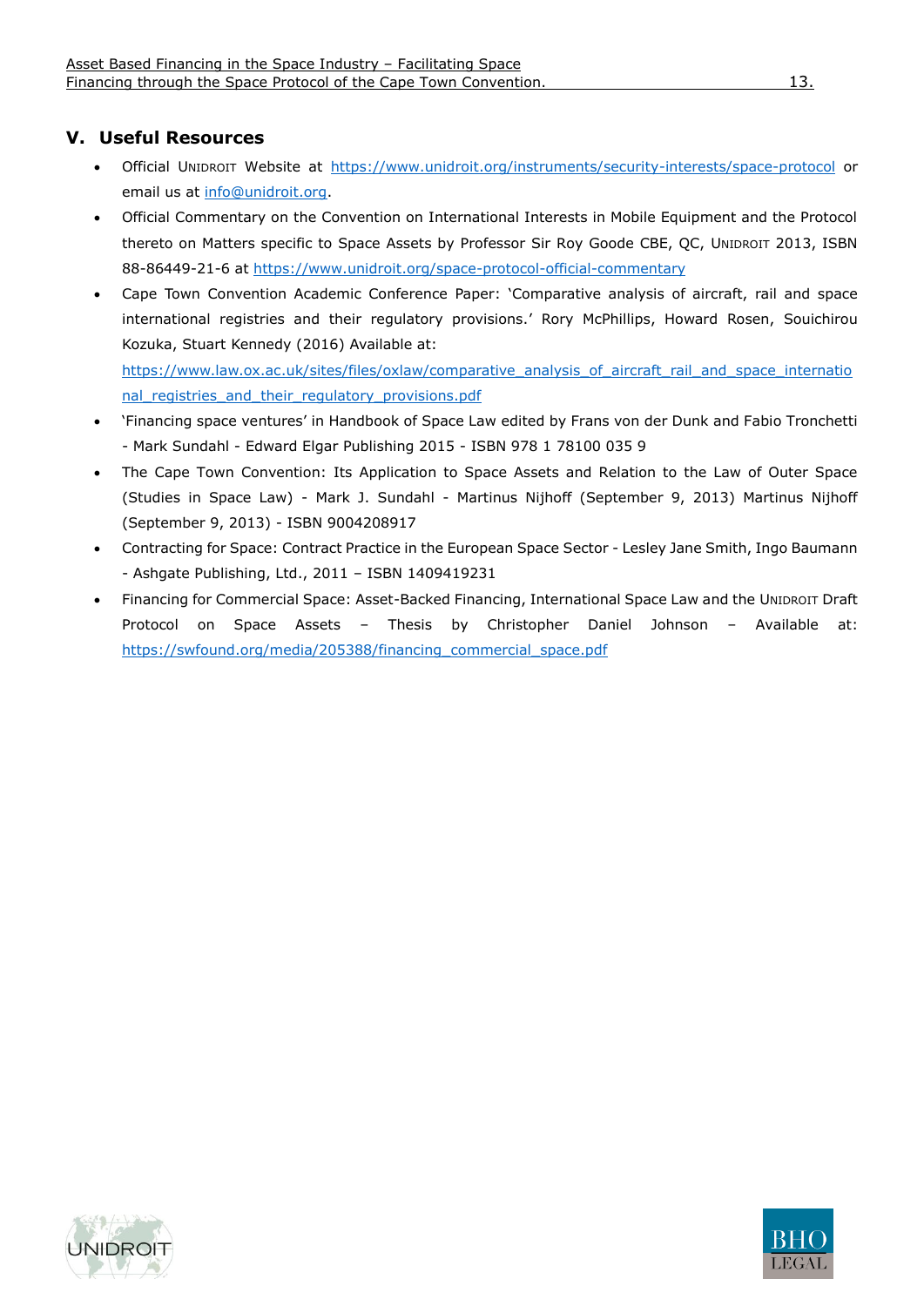## V. Useful Resources

- Official UNIDROIT Website at https://www.unidroit.org/instruments/security-interests/space-protocol or email us at info@unidroit.org.
- Official Commentary on the Convention on International Interests in Mobile Equipment and the Protocol thereto on Matters specific to Space Assets by Professor Sir Roy Goode CBE, QC, UNIDROIT 2013, ISBN 88-86449-21-6 at https://www.unidroit.org/space-protocol-official-commentary
- Cape Town Convention Academic Conference Paper: 'Comparative analysis of aircraft, rail and space international registries and their regulatory provisions.' Rory McPhillips, Howard Rosen, Souichirou Kozuka, Stuart Kennedy (2016) Available at: https://www.law.ox.ac.uk/sites/files/oxlaw/comparative_analysis_of_aircraft_rail_and_space_international_registries_and_their_regulatory_provisions.pdf
- 'Financing space ventures' in Handbook of Space Law edited by Frans von der Dunk and Fabio Tronchetti - Mark Sundahl - Edward Elgar Publishing 2015 - ISBN 978 1 78100 035 9
- The Cape Town Convention: Its Application to Space Assets and Relation to the Law of Outer Space (Studies in Space Law) - Mark J. Sundahl - Martinus Nijhoff (September 9, 2013) Martinus Nijhoff (September 9, 2013) - ISBN 9004208917
- Contracting for Space: Contract Practice in the European Space Sector - Lesley Jane Smith, Ingo Baumann - Ashgate Publishing, Ltd., 2011 – ISBN 1409419231
- Financing for Commercial Space: Asset-Backed Financing, International Space Law and the UNIDROIT Draft Protocol on Space Assets – Thesis by Christopher Daniel Johnson – Available at: https://swfound.org/media/205388/financing_commercial_space.pdf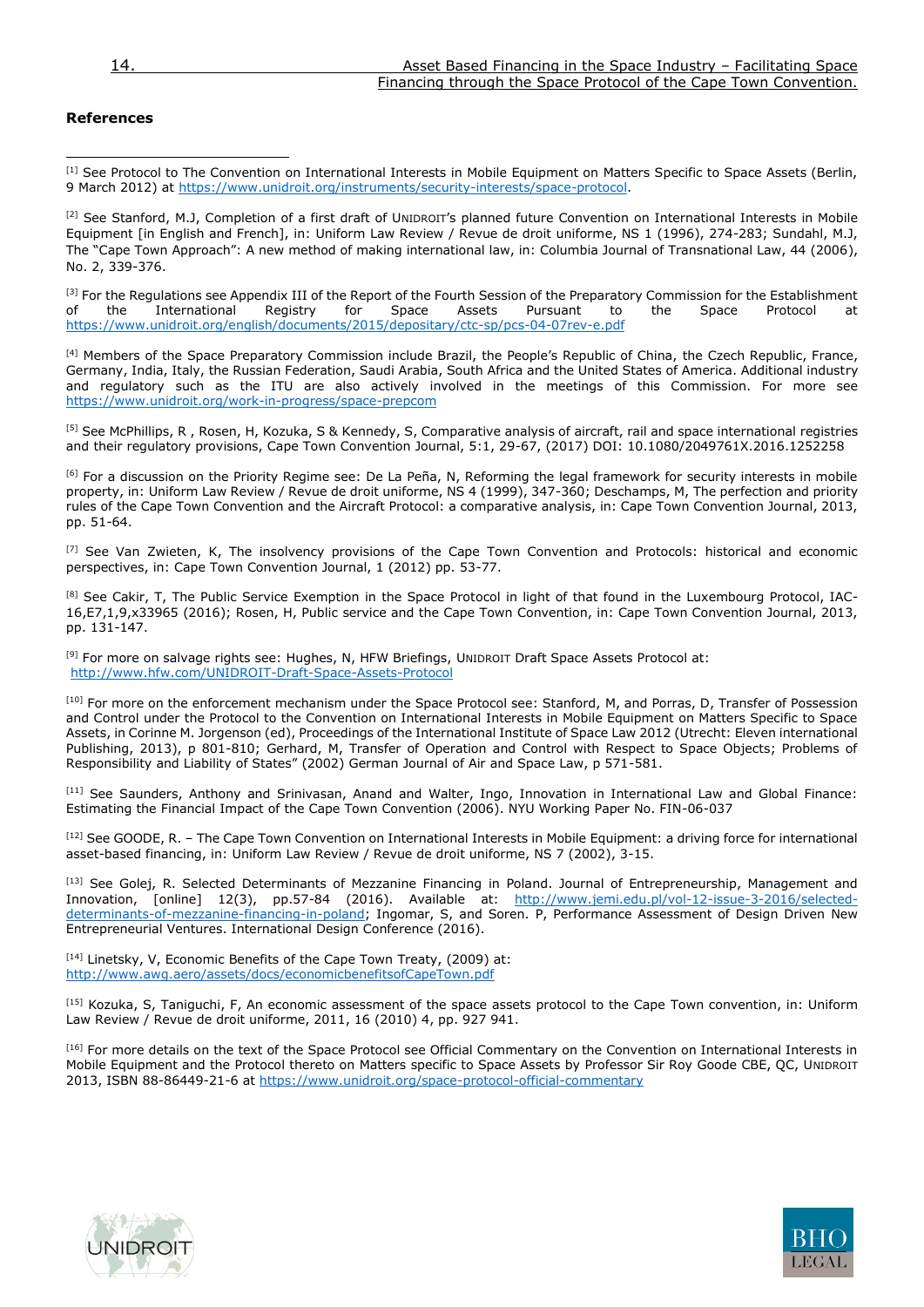**References**

[1] See Protocol to The Convention on International Interests in Mobile Equipment on Matters Specific to Space Assets (Berlin, 9 March 2012) at https://www.unidroit.org/instruments/security-interests/space-protocol.

[2] See Stanford, M.J, Completion of a first draft of UNIDROIT's planned future Convention on International Interests in Mobile Equipment [in English and French], in: Uniform Law Review / Revue de droit uniforme, NS 1 (1996), 274-283; Sundahl, M.J, The "Cape Town Approach": A new method of making international law, in: Columbia Journal of Transnational Law, 44 (2006), No. 2, 339-376.

[3] For the Regulations see Appendix III of the Report of the Fourth Session of the Preparatory Commission for the Establishment of the International Registry for Space Assets Pursuant to the Space Protocol at https://www.unidroit.org/english/documents/2015/depositary/ctc-sp/pcs-04-07rev-e.pdf

[4] Members of the Space Preparatory Commission include Brazil, the People's Republic of China, the Czech Republic, France, Germany, India, Italy, the Russian Federation, Saudi Arabia, South Africa and the United States of America. Additional industry and regulatory such as the ITU are also actively involved in the meetings of this Commission. For more see https://www.unidroit.org/work-in-progress/space-prepcom

[5] See McPhillips, R , Rosen, H, Kozuka, S & Kennedy, S, Comparative analysis of aircraft, rail and space international registries and their regulatory provisions, Cape Town Convention Journal, 5:1, 29-67, (2017) DOI: 10.1080/2049761X.2016.1252258

[6] For a discussion on the Priority Regime see: De La Peña, N, Reforming the legal framework for security interests in mobile property, in: Uniform Law Review / Revue de droit uniforme, NS 4 (1999), 347-360; Deschamps, M, The perfection and priority rules of the Cape Town Convention and the Aircraft Protocol: a comparative analysis, in: Cape Town Convention Journal, 2013, pp. 51-64.

[7] See Van Zwieten, K, The insolvency provisions of the Cape Town Convention and Protocols: historical and economic perspectives, in: Cape Town Convention Journal, 1 (2012) pp. 53-77.

[8] See Cakir, T, The Public Service Exemption in the Space Protocol in light of that found in the Luxembourg Protocol, IAC-16,E7,1,9,x33965 (2016); Rosen, H, Public service and the Cape Town Convention, in: Cape Town Convention Journal, 2013, pp. 131-147.

[9] For more on salvage rights see: Hughes, N, HFW Briefings, UNIDROIT Draft Space Assets Protocol at: http://www.hfw.com/UNIDROIT-Draft-Space-Assets-Protocol

[10] For more on the enforcement mechanism under the Space Protocol see: Stanford, M, and Porras, D, Transfer of Possession and Control under the Protocol to the Convention on International Interests in Mobile Equipment on Matters Specific to Space Assets, in Corinne M. Jorgenson (ed), Proceedings of the International Institute of Space Law 2012 (Utrecht: Eleven international Publishing, 2013), p 801-810; Gerhard, M, Transfer of Operation and Control with Respect to Space Objects; Problems of Responsibility and Liability of States" (2002) German Journal of Air and Space Law, p 571-581.

[11] See Saunders, Anthony and Srinivasan, Anand and Walter, Ingo, Innovation in International Law and Global Finance: Estimating the Financial Impact of the Cape Town Convention (2006). NYU Working Paper No. FIN-06-037

[12] See GOODE, R. – The Cape Town Convention on International Interests in Mobile Equipment: a driving force for international asset-based financing, in: Uniform Law Review / Revue de droit uniforme, NS 7 (2002), 3-15.

[13] See Golej, R. Selected Determinants of Mezzanine Financing in Poland. Journal of Entrepreneurship, Management and Innovation, [online] 12(3), pp.57-84 (2016). Available at: http://www.jemi.edu.pl/vol-12-issue-3-2016/selected-determinants-of-mezzanine-financing-in-poland; Ingomar, S, and Soren. P, Performance Assessment of Design Driven New Entrepreneurial Ventures. International Design Conference (2016).

[14] Linetsky, V, Economic Benefits of the Cape Town Treaty, (2009) at: http://www.awg.aero/assets/docs/economicbenefitsofCapeTown.pdf

[15] Kozuka, S, Taniguchi, F, An economic assessment of the space assets protocol to the Cape Town convention, in: Uniform Law Review / Revue de droit uniforme, 2011, 16 (2010) 4, pp. 927 941.

[16] For more details on the text of the Space Protocol see Official Commentary on the Convention on International Interests in Mobile Equipment and the Protocol thereto on Matters specific to Space Assets by Professor Sir Roy Goode CBE, QC, UNIDROIT 2013, ISBN 88-86449-21-6 at https://www.unidroit.org/space-protocol-official-commentary